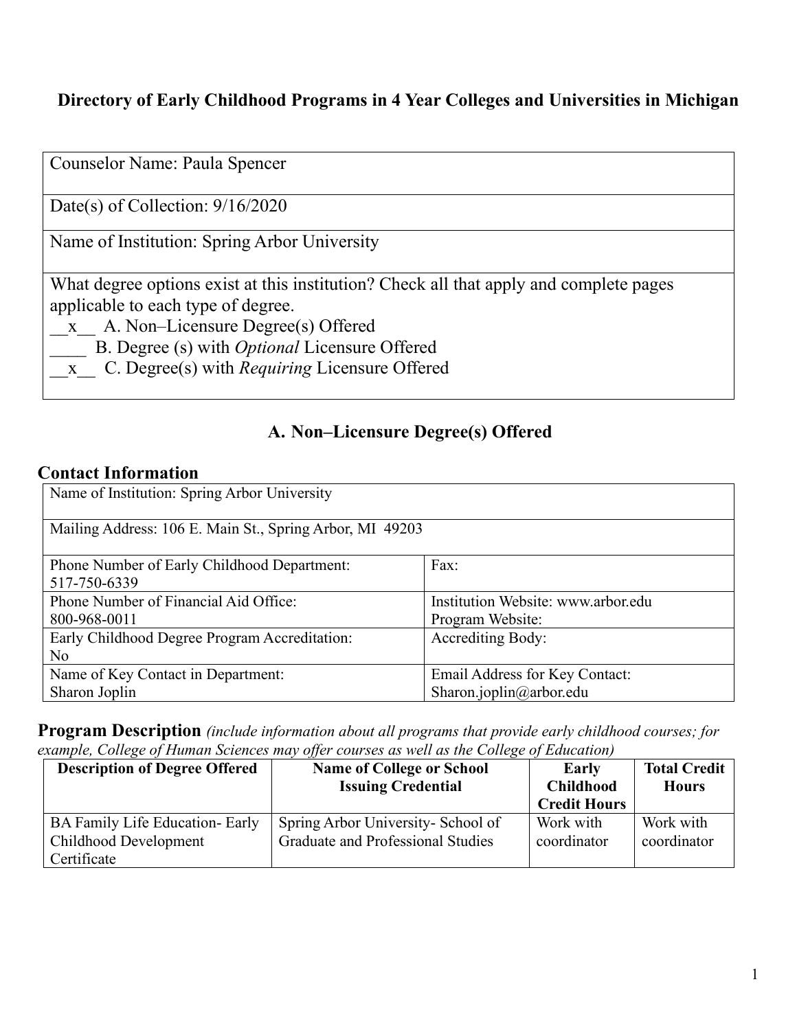# Directory of Early Childhood Programs in 4 Year Colleges and Universities in Michigan

| |
|---|
| Counselor Name: Paula Spencer |
| Date(s) of Collection: 9/16/2020 |
| Name of Institution: Spring Arbor University |
| What degree options exist at this institution? Check all that apply and complete pages applicable to each type of degree.<br>\_\_x\_\_ A. Non–Licensure Degree(s) Offered<br>\_\_\_\_ B. Degree (s) with *Optional* Licensure Offered<br>\_\_x\_\_ C. Degree(s) with *Requiring* Licensure Offered |

## A. Non–Licensure Degree(s) Offered

### Contact Information

| | |
|---|---|
| Name of Institution: Spring Arbor University | |
| Mailing Address: 106 E. Main St., Spring Arbor, MI 49203 | |
| Phone Number of Early Childhood Department: 517-750-6339 | Fax: |
| Phone Number of Financial Aid Office: 800-968-0011 | Institution Website: www.arbor.edu<br>Program Website: |
| Early Childhood Degree Program Accreditation: No | Accrediting Body: |
| Name of Key Contact in Department: Sharon Joplin | Email Address for Key Contact: Sharon.joplin@arbor.edu |

### Program Description *(include information about all programs that provide early childhood courses; for example, College of Human Sciences may offer courses as well as the College of Education)*

| Description of Degree Offered | Name of College or School Issuing Credential | Early Childhood Credit Hours | Total Credit Hours |
|---|---|---|---|
| BA Family Life Education- Early Childhood Development Certificate | Spring Arbor University- School of Graduate and Professional Studies | Work with coordinator | Work with coordinator |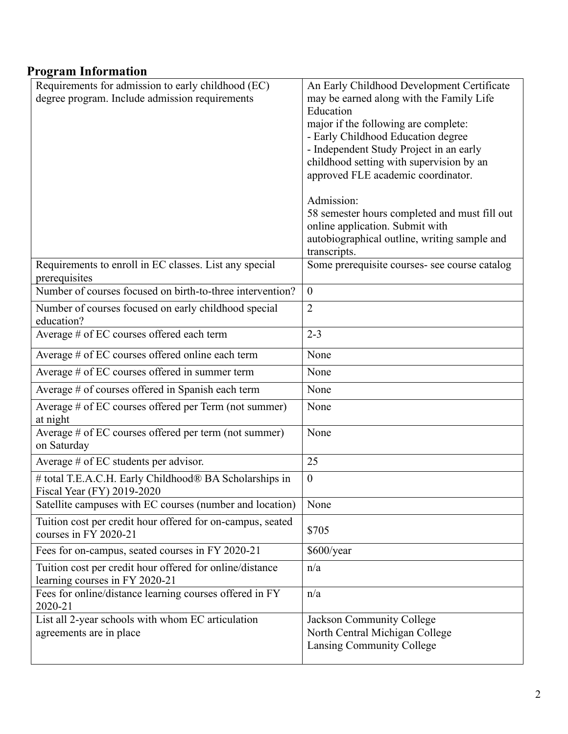## Program Information

| | |
|---|---|
| Requirements for admission to early childhood (EC) degree program. Include admission requirements | An Early Childhood Development Certificate may be earned along with the Family Life Education major if the following are complete:<br>- Early Childhood Education degree<br>- Independent Study Project in an early childhood setting with supervision by an approved FLE academic coordinator.<br><br>Admission:<br>58 semester hours completed and must fill out online application. Submit with autobiographical outline, writing sample and transcripts. |
| Requirements to enroll in EC classes. List any special prerequisites | Some prerequisite courses- see course catalog |
| Number of courses focused on birth-to-three intervention? | 0 |
| Number of courses focused on early childhood special education? | 2 |
| Average # of EC courses offered each term | 2-3 |
| Average # of EC courses offered online each term | None |
| Average # of EC courses offered in summer term | None |
| Average # of courses offered in Spanish each term | None |
| Average # of EC courses offered per Term (not summer) at night | None |
| Average # of EC courses offered per term (not summer) on Saturday | None |
| Average # of EC students per advisor. | 25 |
| # total T.E.A.C.H. Early Childhood® BA Scholarships in Fiscal Year (FY) 2019-2020 | 0 |
| Satellite campuses with EC courses (number and location) | None |
| Tuition cost per credit hour offered for on-campus, seated courses in FY 2020-21 | $705 |
| Fees for on-campus, seated courses in FY 2020-21 | $600/year |
| Tuition cost per credit hour offered for online/distance learning courses in FY 2020-21 | n/a |
| Fees for online/distance learning courses offered in FY 2020-21 | n/a |
| List all 2-year schools with whom EC articulation agreements are in place | Jackson Community College<br>North Central Michigan College<br>Lansing Community College |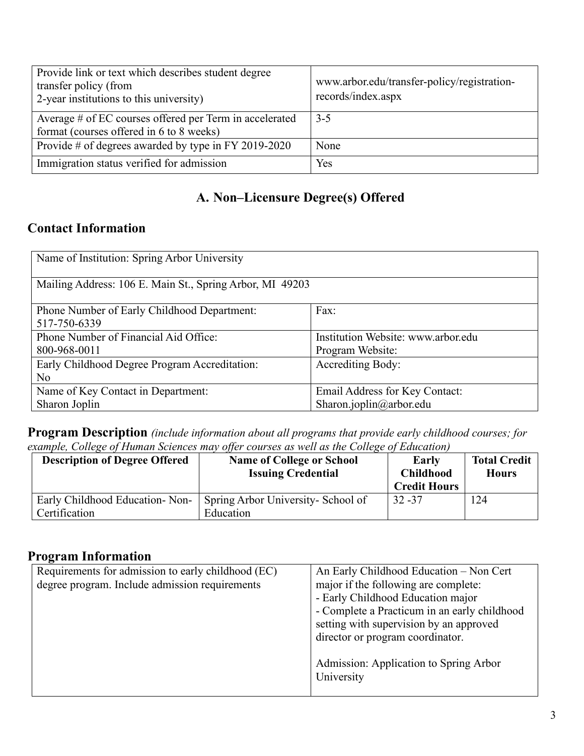| Provide link or text which describes student degree transfer policy (from 2-year institutions to this university) | www.arbor.edu/transfer-policy/registration-records/index.aspx |
|---|---|
| Average # of EC courses offered per Term in accelerated format (courses offered in 6 to 8 weeks) | 3-5 |
| Provide # of degrees awarded by type in FY 2019-2020 | None |
| Immigration status verified for admission | Yes |

## A. Non–Licensure Degree(s) Offered

### Contact Information

| Name of Institution: Spring Arbor University | |
|---|---|
| Mailing Address: 106 E. Main St., Spring Arbor, MI 49203 | |
| Phone Number of Early Childhood Department: 517-750-6339 | Fax: |
| Phone Number of Financial Aid Office: 800-968-0011 | Institution Website: www.arbor.edu Program Website: |
| Early Childhood Degree Program Accreditation: No | Accrediting Body: |
| Name of Key Contact in Department: Sharon Joplin | Email Address for Key Contact: Sharon.joplin@arbor.edu |

### Program Description *(include information about all programs that provide early childhood courses; for example, College of Human Sciences may offer courses as well as the College of Education)*

| Description of Degree Offered | Name of College or School Issuing Credential | Early Childhood Credit Hours | Total Credit Hours |
|---|---|---|---|
| Early Childhood Education- Non-Certification | Spring Arbor University- School of Education | 32 -37 | 124 |

### Program Information

| Requirements for admission to early childhood (EC) degree program. Include admission requirements | An Early Childhood Education – Non Cert major if the following are complete:<br>- Early Childhood Education major<br>- Complete a Practicum in an early childhood setting with supervision by an approved director or program coordinator.<br><br>Admission: Application to Spring Arbor University |
|---|---|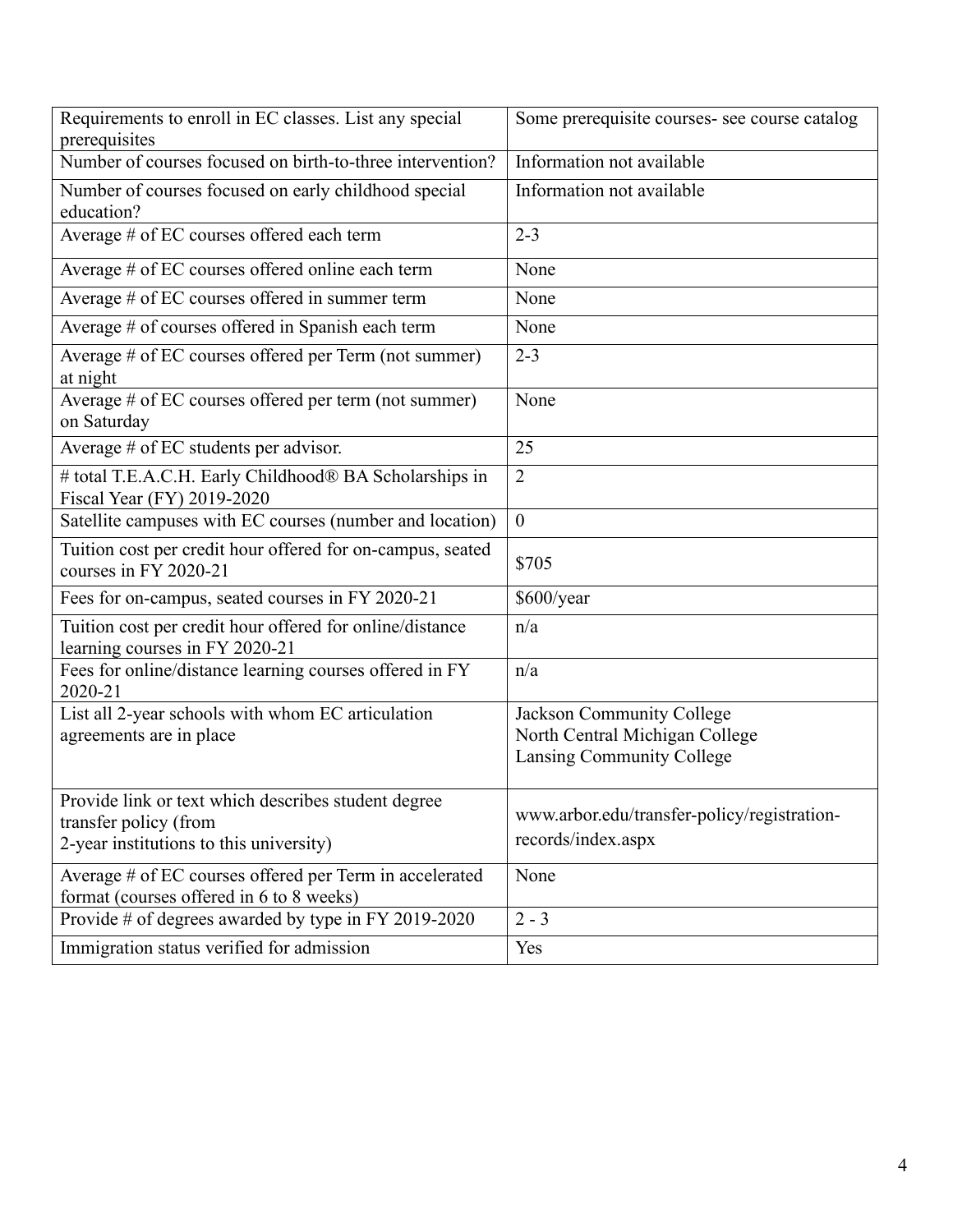| | |
|---|---|
| Requirements to enroll in EC classes. List any special prerequisites | Some prerequisite courses- see course catalog |
| Number of courses focused on birth-to-three intervention? | Information not available |
| Number of courses focused on early childhood special education? | Information not available |
| Average # of EC courses offered each term | 2-3 |
| Average # of EC courses offered online each term | None |
| Average # of EC courses offered in summer term | None |
| Average # of courses offered in Spanish each term | None |
| Average # of EC courses offered per Term (not summer) at night | 2-3 |
| Average # of EC courses offered per term (not summer) on Saturday | None |
| Average # of EC students per advisor. | 25 |
| # total T.E.A.C.H. Early Childhood® BA Scholarships in Fiscal Year (FY) 2019-2020 | 2 |
| Satellite campuses with EC courses (number and location) | 0 |
| Tuition cost per credit hour offered for on-campus, seated courses in FY 2020-21 | $705 |
| Fees for on-campus, seated courses in FY 2020-21 | $600/year |
| Tuition cost per credit hour offered for online/distance learning courses in FY 2020-21 | n/a |
| Fees for online/distance learning courses offered in FY 2020-21 | n/a |
| List all 2-year schools with whom EC articulation agreements are in place | Jackson Community College<br>North Central Michigan College<br>Lansing Community College |
| Provide link or text which describes student degree transfer policy (from 2-year institutions to this university) | www.arbor.edu/transfer-policy/registration-records/index.aspx |
| Average # of EC courses offered per Term in accelerated format (courses offered in 6 to 8 weeks) | None |
| Provide # of degrees awarded by type in FY 2019-2020 | 2 - 3 |
| Immigration status verified for admission | Yes |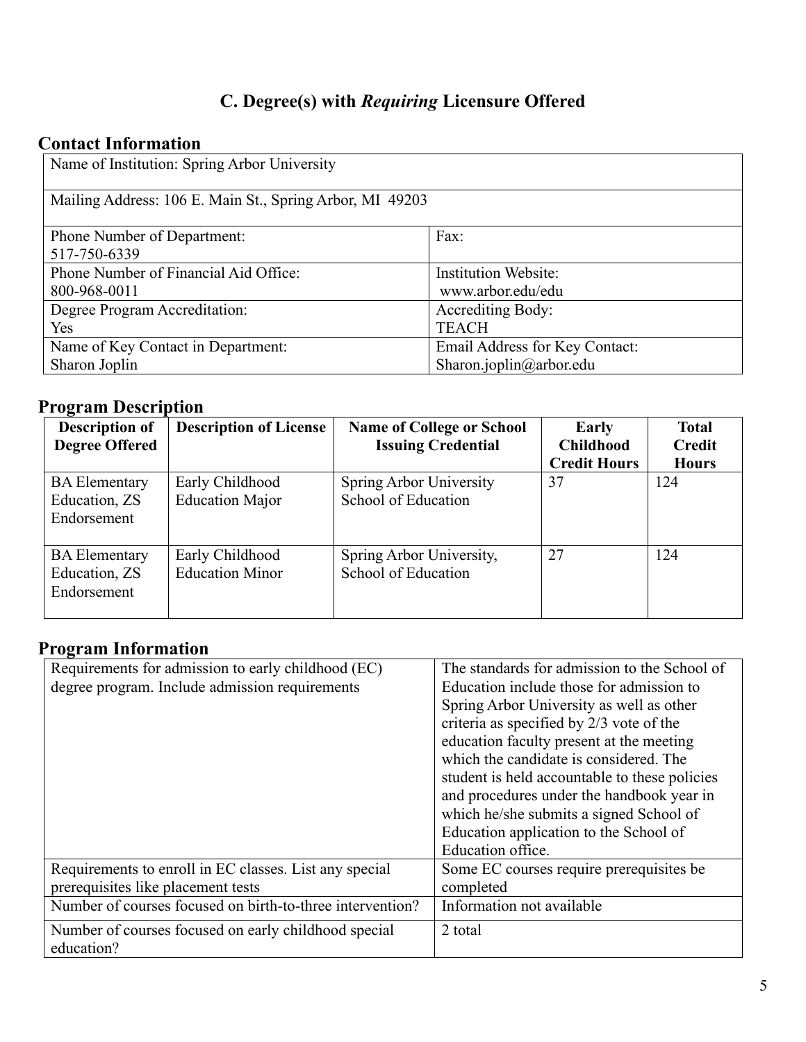## C. Degree(s) with *Requiring* Licensure Offered

### Contact Information

| Name of Institution: Spring Arbor University | |
|---|---|
| Mailing Address: 106 E. Main St., Spring Arbor, MI 49203 | |
| Phone Number of Department: 517-750-6339 | Fax: |
| Phone Number of Financial Aid Office: 800-968-0011 | Institution Website: www.arbor.edu/edu |
| Degree Program Accreditation: Yes | Accrediting Body: TEACH |
| Name of Key Contact in Department: Sharon Joplin | Email Address for Key Contact: Sharon.joplin@arbor.edu |

### Program Description

| Description of Degree Offered | Description of License | Name of College or School Issuing Credential | Early Childhood Credit Hours | Total Credit Hours |
|---|---|---|---|---|
| BA Elementary Education, ZS Endorsement | Early Childhood Education Major | Spring Arbor University School of Education | 37 | 124 |
| BA Elementary Education, ZS Endorsement | Early Childhood Education Minor | Spring Arbor University, School of Education | 27 | 124 |

### Program Information

| Requirements for admission to early childhood (EC) degree program. Include admission requirements | The standards for admission to the School of Education include those for admission to Spring Arbor University as well as other criteria as specified by 2/3 vote of the education faculty present at the meeting which the candidate is considered. The student is held accountable to these policies and procedures under the handbook year in which he/she submits a signed School of Education application to the School of Education office. |
|---|---|
| Requirements to enroll in EC classes. List any special prerequisites like placement tests | Some EC courses require prerequisites be completed |
| Number of courses focused on birth-to-three intervention? | Information not available |
| Number of courses focused on early childhood special education? | 2 total |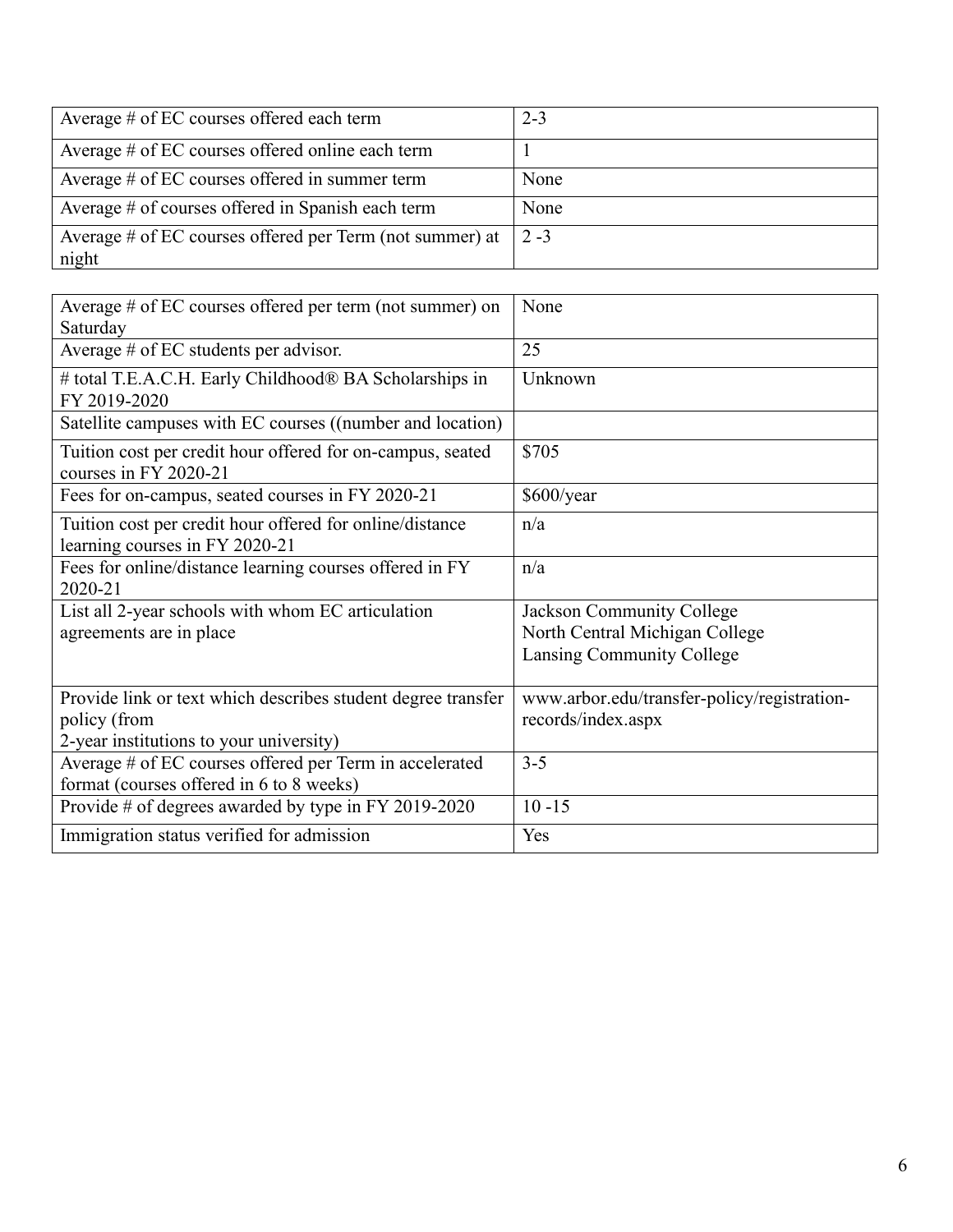| | |
|---|---|
| Average # of EC courses offered each term | 2-3 |
| Average # of EC courses offered online each term | 1 |
| Average # of EC courses offered in summer term | None |
| Average # of courses offered in Spanish each term | None |
| Average # of EC courses offered per Term (not summer) at night | 2 -3 |

| | |
|---|---|
| Average # of EC courses offered per term (not summer) on Saturday | None |
| Average # of EC students per advisor. | 25 |
| # total T.E.A.C.H. Early Childhood® BA Scholarships in FY 2019-2020 | Unknown |
| Satellite campuses with EC courses ((number and location) | |
| Tuition cost per credit hour offered for on-campus, seated courses in FY 2020-21 | $705 |
| Fees for on-campus, seated courses in FY 2020-21 | $600/year |
| Tuition cost per credit hour offered for online/distance learning courses in FY 2020-21 | n/a |
| Fees for online/distance learning courses offered in FY 2020-21 | n/a |
| List all 2-year schools with whom EC articulation agreements are in place | Jackson Community College<br>North Central Michigan College<br>Lansing Community College |
| Provide link or text which describes student degree transfer policy (from 2-year institutions to your university) | www.arbor.edu/transfer-policy/registration-records/index.aspx |
| Average # of EC courses offered per Term in accelerated format (courses offered in 6 to 8 weeks) | 3-5 |
| Provide # of degrees awarded by type in FY 2019-2020 | 10 -15 |
| Immigration status verified for admission | Yes |